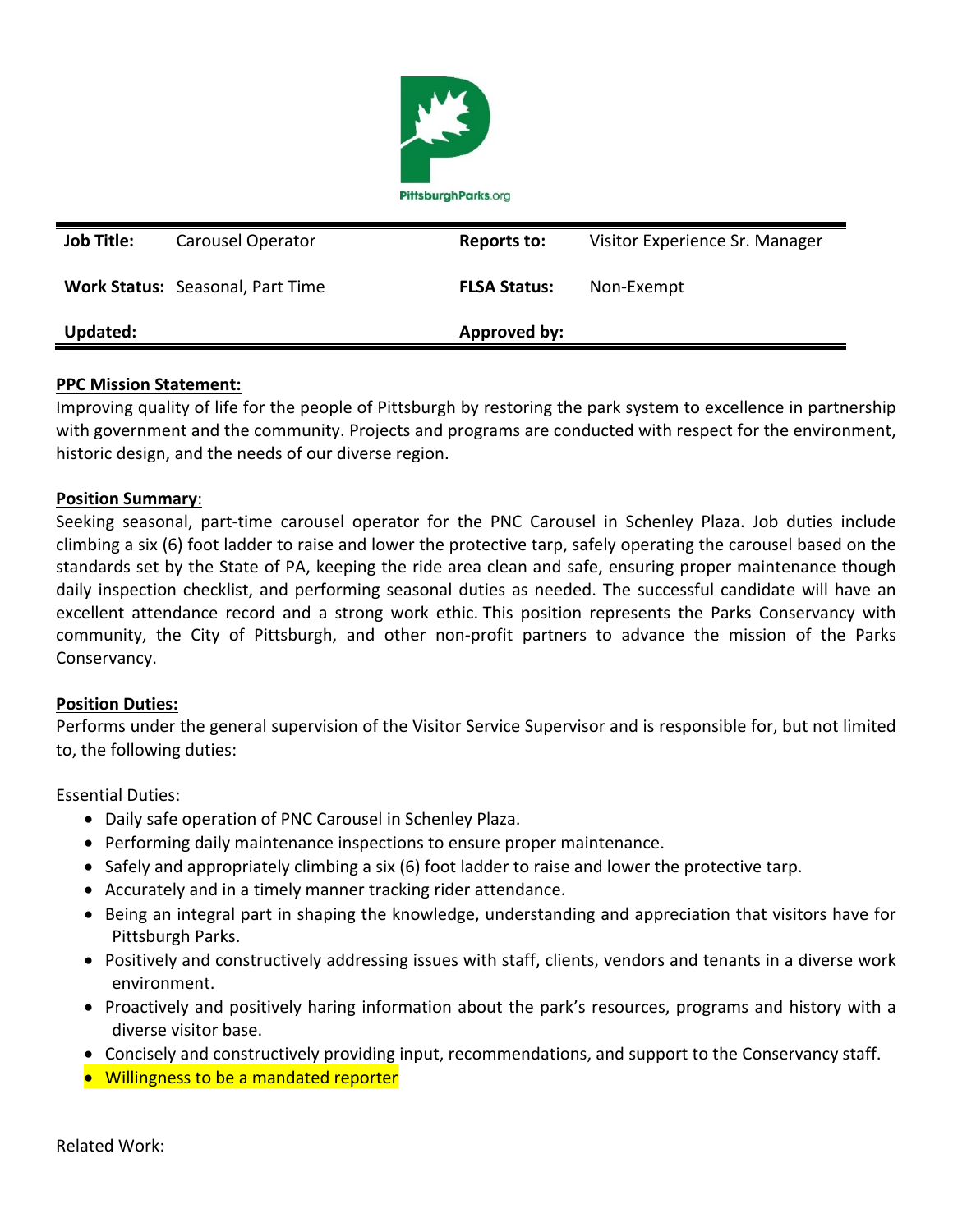PittsburghParks.org

| Job Title: | Carousel Operator | Reports to: | Visitor Experience Sr. Manager |
|---|---|---|---|
| Work Status: | Seasonal, Part Time | FLSA Status: | Non-Exempt |
| Updated: | | Approved by: | |

**PPC Mission Statement:**
Improving quality of life for the people of Pittsburgh by restoring the park system to excellence in partnership with government and the community. Projects and programs are conducted with respect for the environment, historic design, and the needs of our diverse region.

**Position Summary**:
Seeking seasonal, part-time carousel operator for the PNC Carousel in Schenley Plaza. Job duties include climbing a six (6) foot ladder to raise and lower the protective tarp, safely operating the carousel based on the standards set by the State of PA, keeping the ride area clean and safe, ensuring proper maintenance though daily inspection checklist, and performing seasonal duties as needed. The successful candidate will have an excellent attendance record and a strong work ethic. This position represents the Parks Conservancy with community, the City of Pittsburgh, and other non-profit partners to advance the mission of the Parks Conservancy.

**Position Duties:**
Performs under the general supervision of the Visitor Service Supervisor and is responsible for, but not limited to, the following duties:

Essential Duties:

- Daily safe operation of PNC Carousel in Schenley Plaza.
- Performing daily maintenance inspections to ensure proper maintenance.
- Safely and appropriately climbing a six (6) foot ladder to raise and lower the protective tarp.
- Accurately and in a timely manner tracking rider attendance.
- Being an integral part in shaping the knowledge, understanding and appreciation that visitors have for Pittsburgh Parks.
- Positively and constructively addressing issues with staff, clients, vendors and tenants in a diverse work environment.
- Proactively and positively haring information about the park's resources, programs and history with a diverse visitor base.
- Concisely and constructively providing input, recommendations, and support to the Conservancy staff.
- Willingness to be a mandated reporter

Related Work: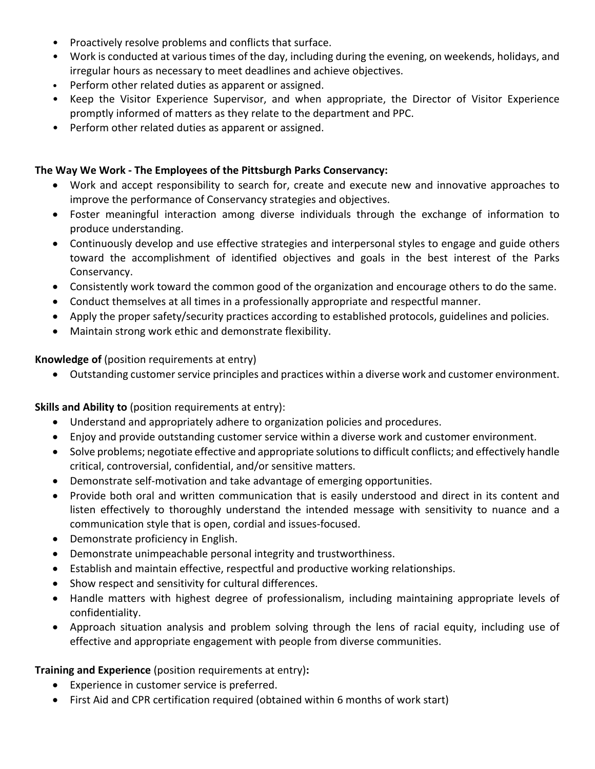- Proactively resolve problems and conflicts that surface.
- Work is conducted at various times of the day, including during the evening, on weekends, holidays, and irregular hours as necessary to meet deadlines and achieve objectives.
- Perform other related duties as apparent or assigned.
- Keep the Visitor Experience Supervisor, and when appropriate, the Director of Visitor Experience promptly informed of matters as they relate to the department and PPC.
- Perform other related duties as apparent or assigned.

**The Way We Work - The Employees of the Pittsburgh Parks Conservancy:**

- Work and accept responsibility to search for, create and execute new and innovative approaches to improve the performance of Conservancy strategies and objectives.
- Foster meaningful interaction among diverse individuals through the exchange of information to produce understanding.
- Continuously develop and use effective strategies and interpersonal styles to engage and guide others toward the accomplishment of identified objectives and goals in the best interest of the Parks Conservancy.
- Consistently work toward the common good of the organization and encourage others to do the same.
- Conduct themselves at all times in a professionally appropriate and respectful manner.
- Apply the proper safety/security practices according to established protocols, guidelines and policies.
- Maintain strong work ethic and demonstrate flexibility.

**Knowledge of** (position requirements at entry)

- Outstanding customer service principles and practices within a diverse work and customer environment.

**Skills and Ability to** (position requirements at entry):

- Understand and appropriately adhere to organization policies and procedures.
- Enjoy and provide outstanding customer service within a diverse work and customer environment.
- Solve problems; negotiate effective and appropriate solutions to difficult conflicts; and effectively handle critical, controversial, confidential, and/or sensitive matters.
- Demonstrate self-motivation and take advantage of emerging opportunities.
- Provide both oral and written communication that is easily understood and direct in its content and listen effectively to thoroughly understand the intended message with sensitivity to nuance and a communication style that is open, cordial and issues-focused.
- Demonstrate proficiency in English.
- Demonstrate unimpeachable personal integrity and trustworthiness.
- Establish and maintain effective, respectful and productive working relationships.
- Show respect and sensitivity for cultural differences.
- Handle matters with highest degree of professionalism, including maintaining appropriate levels of confidentiality.
- Approach situation analysis and problem solving through the lens of racial equity, including use of effective and appropriate engagement with people from diverse communities.

**Training and Experience** (position requirements at entry)**:**

- Experience in customer service is preferred.
- First Aid and CPR certification required (obtained within 6 months of work start)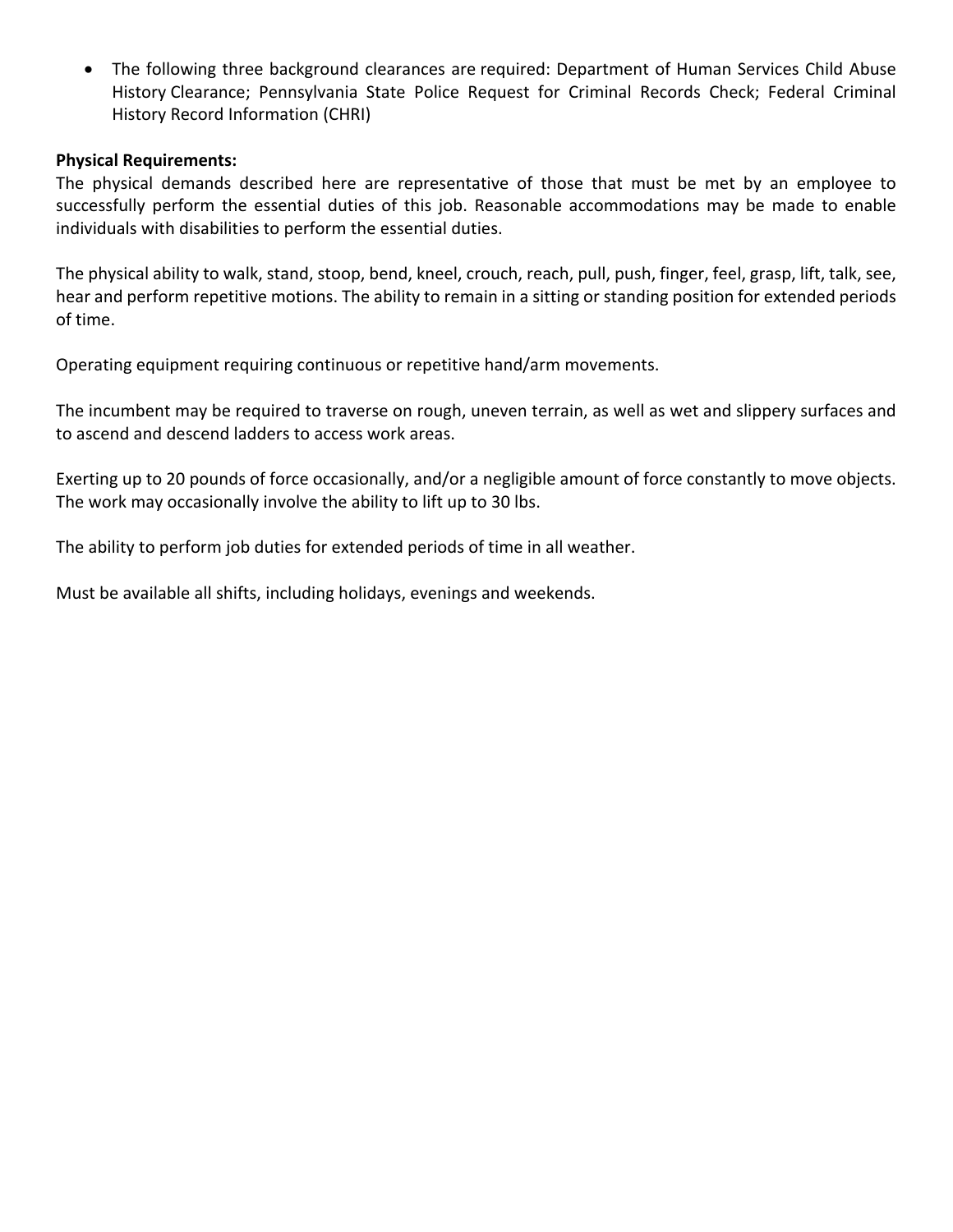- The following three background clearances are required: Department of Human Services Child Abuse History Clearance; Pennsylvania State Police Request for Criminal Records Check; Federal Criminal History Record Information (CHRI)

**Physical Requirements:**
The physical demands described here are representative of those that must be met by an employee to successfully perform the essential duties of this job. Reasonable accommodations may be made to enable individuals with disabilities to perform the essential duties.

The physical ability to walk, stand, stoop, bend, kneel, crouch, reach, pull, push, finger, feel, grasp, lift, talk, see, hear and perform repetitive motions. The ability to remain in a sitting or standing position for extended periods of time.

Operating equipment requiring continuous or repetitive hand/arm movements.

The incumbent may be required to traverse on rough, uneven terrain, as well as wet and slippery surfaces and to ascend and descend ladders to access work areas.

Exerting up to 20 pounds of force occasionally, and/or a negligible amount of force constantly to move objects. The work may occasionally involve the ability to lift up to 30 lbs.

The ability to perform job duties for extended periods of time in all weather.

Must be available all shifts, including holidays, evenings and weekends.